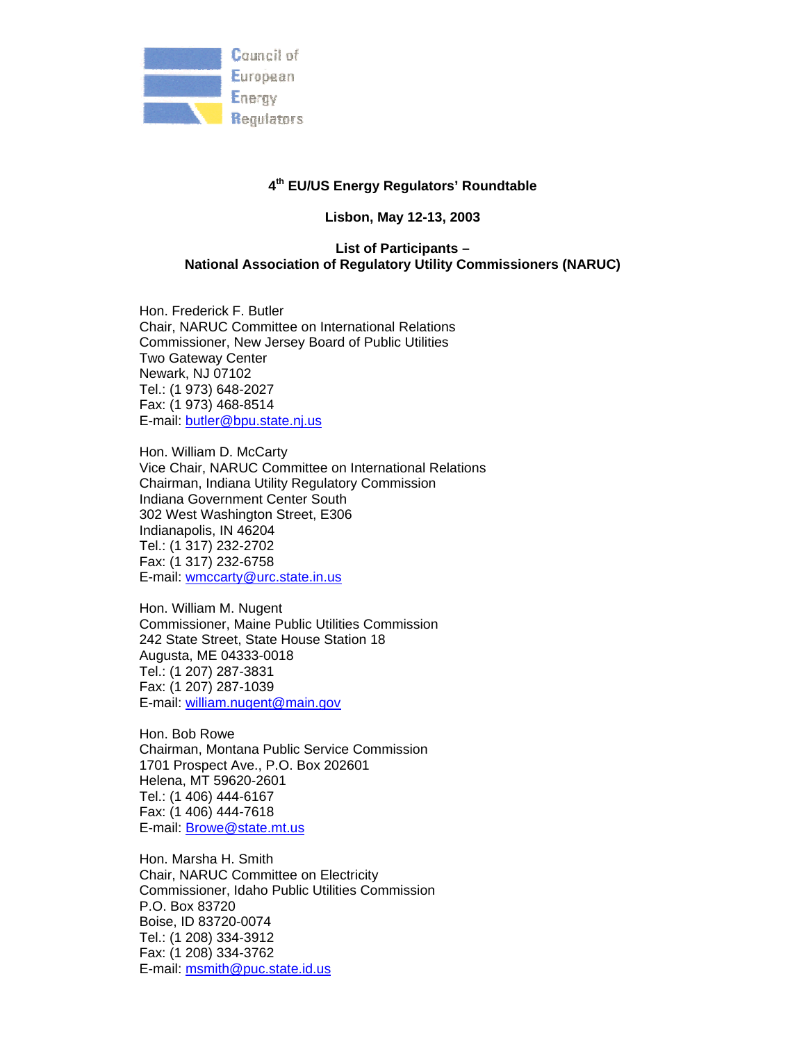Council of European Energy Regulators

**4th EU/US Energy Regulators' Roundtable**

**Lisbon, May 12-13, 2003**

**List of Participants – National Association of Regulatory Utility Commissioners (NARUC)**

Hon. Frederick F. Butler
Chair, NARUC Committee on International Relations
Commissioner, New Jersey Board of Public Utilities
Two Gateway Center
Newark, NJ 07102
Tel.: (1 973) 648-2027
Fax: (1 973) 468-8514
E-mail: butler@bpu.state.nj.us

Hon. William D. McCarty
Vice Chair, NARUC Committee on International Relations
Chairman, Indiana Utility Regulatory Commission
Indiana Government Center South
302 West Washington Street, E306
Indianapolis, IN 46204
Tel.: (1 317) 232-2702
Fax: (1 317) 232-6758
E-mail: wmccarty@urc.state.in.us

Hon. William M. Nugent
Commissioner, Maine Public Utilities Commission
242 State Street, State House Station 18
Augusta, ME 04333-0018
Tel.: (1 207) 287-3831
Fax: (1 207) 287-1039
E-mail: william.nugent@main.gov

Hon. Bob Rowe
Chairman, Montana Public Service Commission
1701 Prospect Ave., P.O. Box 202601
Helena, MT 59620-2601
Tel.: (1 406) 444-6167
Fax: (1 406) 444-7618
E-mail: Browe@state.mt.us

Hon. Marsha H. Smith
Chair, NARUC Committee on Electricity
Commissioner, Idaho Public Utilities Commission
P.O. Box 83720
Boise, ID 83720-0074
Tel.: (1 208) 334-3912
Fax: (1 208) 334-3762
E-mail: msmith@puc.state.id.us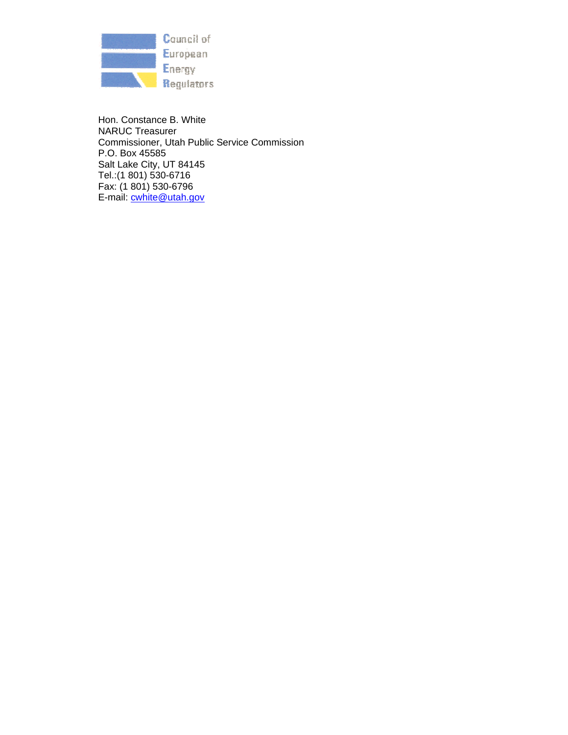Council of
European
Energy
Regulators

Hon. Constance B. White
NARUC Treasurer
Commissioner, Utah Public Service Commission
P.O. Box 45585
Salt Lake City, UT 84145
Tel.:(1 801) 530-6716
Fax: (1 801) 530-6796
E-mail: cwhite@utah.gov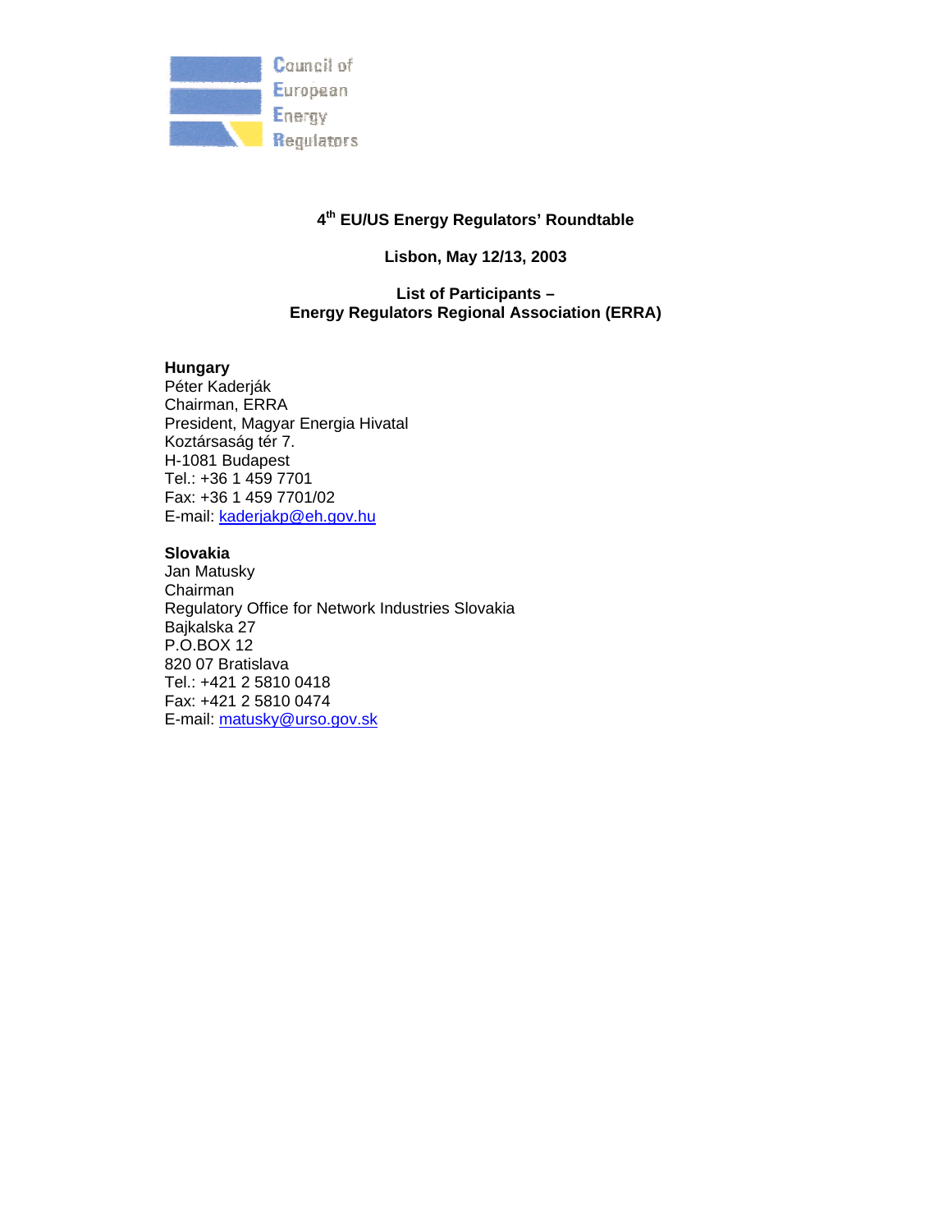Council of
European
Energy
Regulators

**4th EU/US Energy Regulators' Roundtable**

**Lisbon, May 12/13, 2003**

**List of Participants –
Energy Regulators Regional Association (ERRA)**

**Hungary**
Péter Kaderják
Chairman, ERRA
President, Magyar Energia Hivatal
Koztársaság tér 7.
H-1081 Budapest
Tel.: +36 1 459 7701
Fax: +36 1 459 7701/02
E-mail: kaderjakp@eh.gov.hu

**Slovakia**
Jan Matusky
Chairman
Regulatory Office for Network Industries Slovakia
Bajkalska 27
P.O.BOX 12
820 07 Bratislava
Tel.: +421 2 5810 0418
Fax: +421 2 5810 0474
E-mail: matusky@urso.gov.sk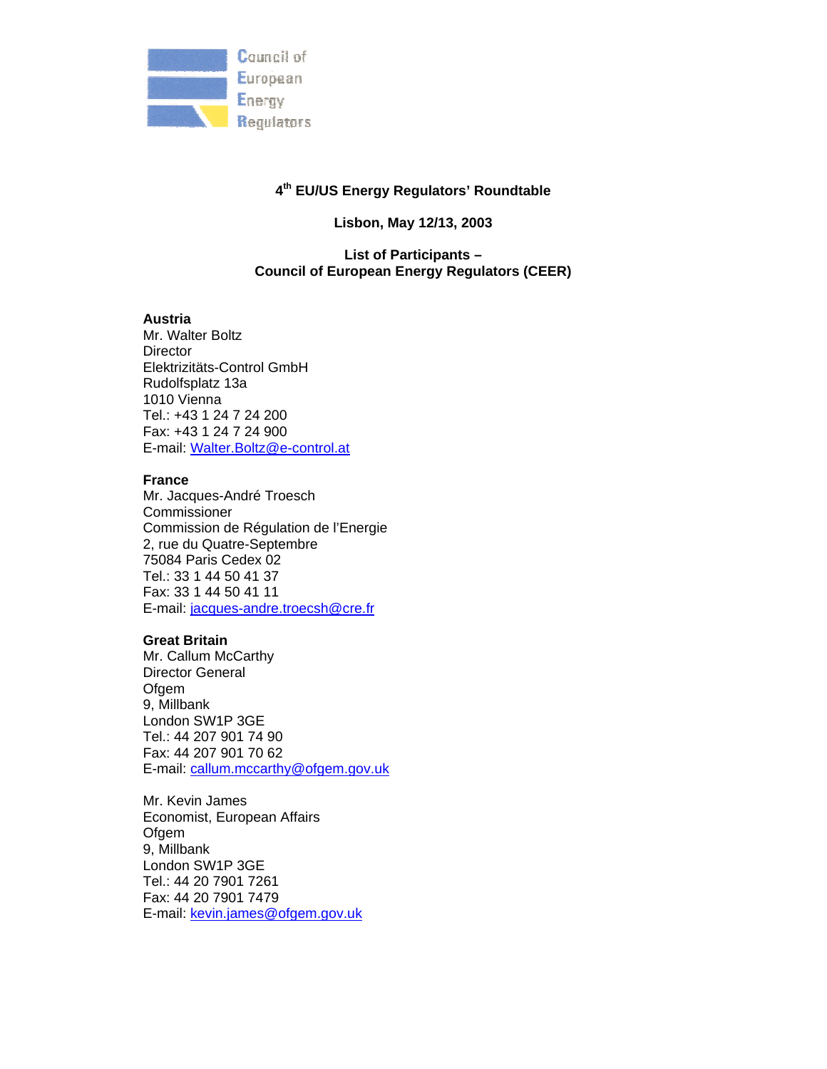Council of European Energy Regulators

**4th EU/US Energy Regulators' Roundtable**

**Lisbon, May 12/13, 2003**

**List of Participants –**
**Council of European Energy Regulators (CEER)**

**Austria**
Mr. Walter Boltz
Director
Elektrizitäts-Control GmbH
Rudolfsplatz 13a
1010 Vienna
Tel.: +43 1 24 7 24 200
Fax: +43 1 24 7 24 900
E-mail: Walter.Boltz@e-control.at

**France**
Mr. Jacques-André Troesch
Commissioner
Commission de Régulation de l'Energie
2, rue du Quatre-Septembre
75084 Paris Cedex 02
Tel.: 33 1 44 50 41 37
Fax: 33 1 44 50 41 11
E-mail: jacques-andre.troecsh@cre.fr

**Great Britain**
Mr. Callum McCarthy
Director General
Ofgem
9, Millbank
London SW1P 3GE
Tel.: 44 207 901 74 90
Fax: 44 207 901 70 62
E-mail: callum.mccarthy@ofgem.gov.uk

Mr. Kevin James
Economist, European Affairs
Ofgem
9, Millbank
London SW1P 3GE
Tel.: 44 20 7901 7261
Fax: 44 20 7901 7479
E-mail: kevin.james@ofgem.gov.uk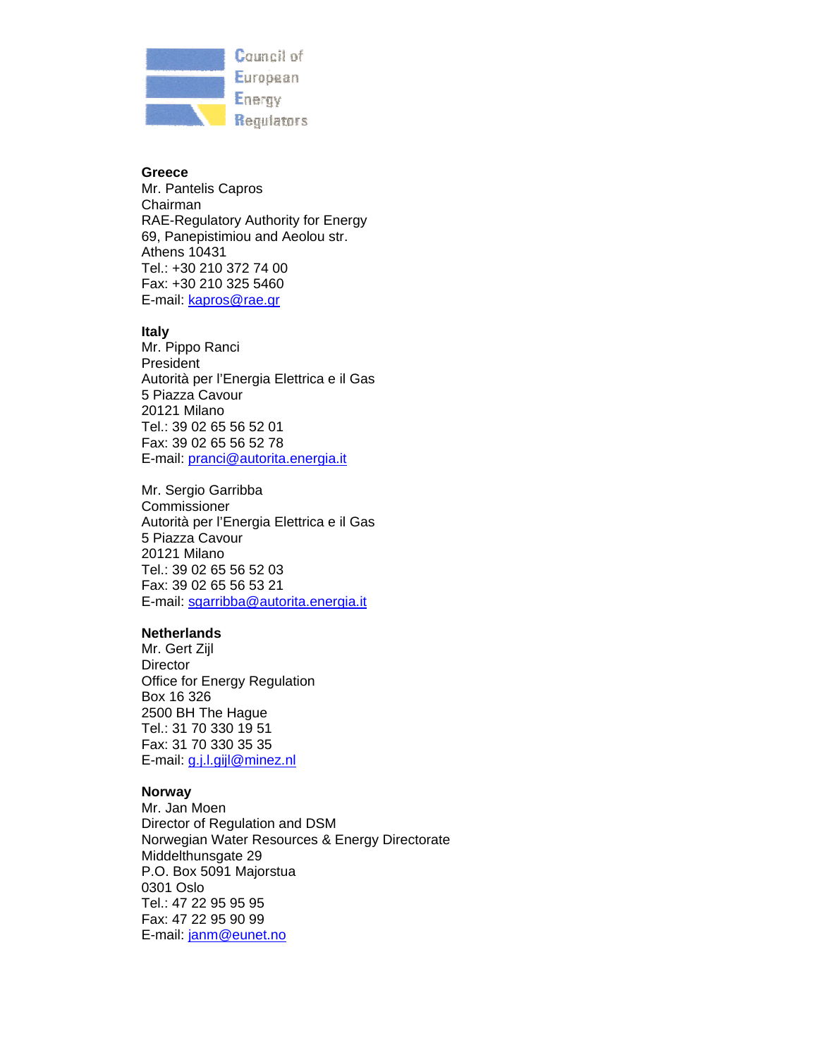**Greece**
Mr. Pantelis Capros
Chairman
RAE-Regulatory Authority for Energy
69, Panepistimiou and Aeolou str.
Athens 10431
Tel.: +30 210 372 74 00
Fax: +30 210 325 5460
E-mail: kapros@rae.gr

**Italy**
Mr. Pippo Ranci
President
Autorità per l'Energia Elettrica e il Gas
5 Piazza Cavour
20121 Milano
Tel.: 39 02 65 56 52 01
Fax: 39 02 65 56 52 78
E-mail: pranci@autorita.energia.it

Mr. Sergio Garribba
Commissioner
Autorità per l'Energia Elettrica e il Gas
5 Piazza Cavour
20121 Milano
Tel.: 39 02 65 56 52 03
Fax: 39 02 65 56 53 21
E-mail: sgarribba@autorita.energia.it

**Netherlands**
Mr. Gert Zijl
Director
Office for Energy Regulation
Box 16 326
2500 BH The Hague
Tel.: 31 70 330 19 51
Fax: 31 70 330 35 35
E-mail: g.j.l.gijl@minez.nl

**Norway**
Mr. Jan Moen
Director of Regulation and DSM
Norwegian Water Resources & Energy Directorate
Middelthunsgate 29
P.O. Box 5091 Majorstua
0301 Oslo
Tel.: 47 22 95 95 95
Fax: 47 22 95 90 99
E-mail: janm@eunet.no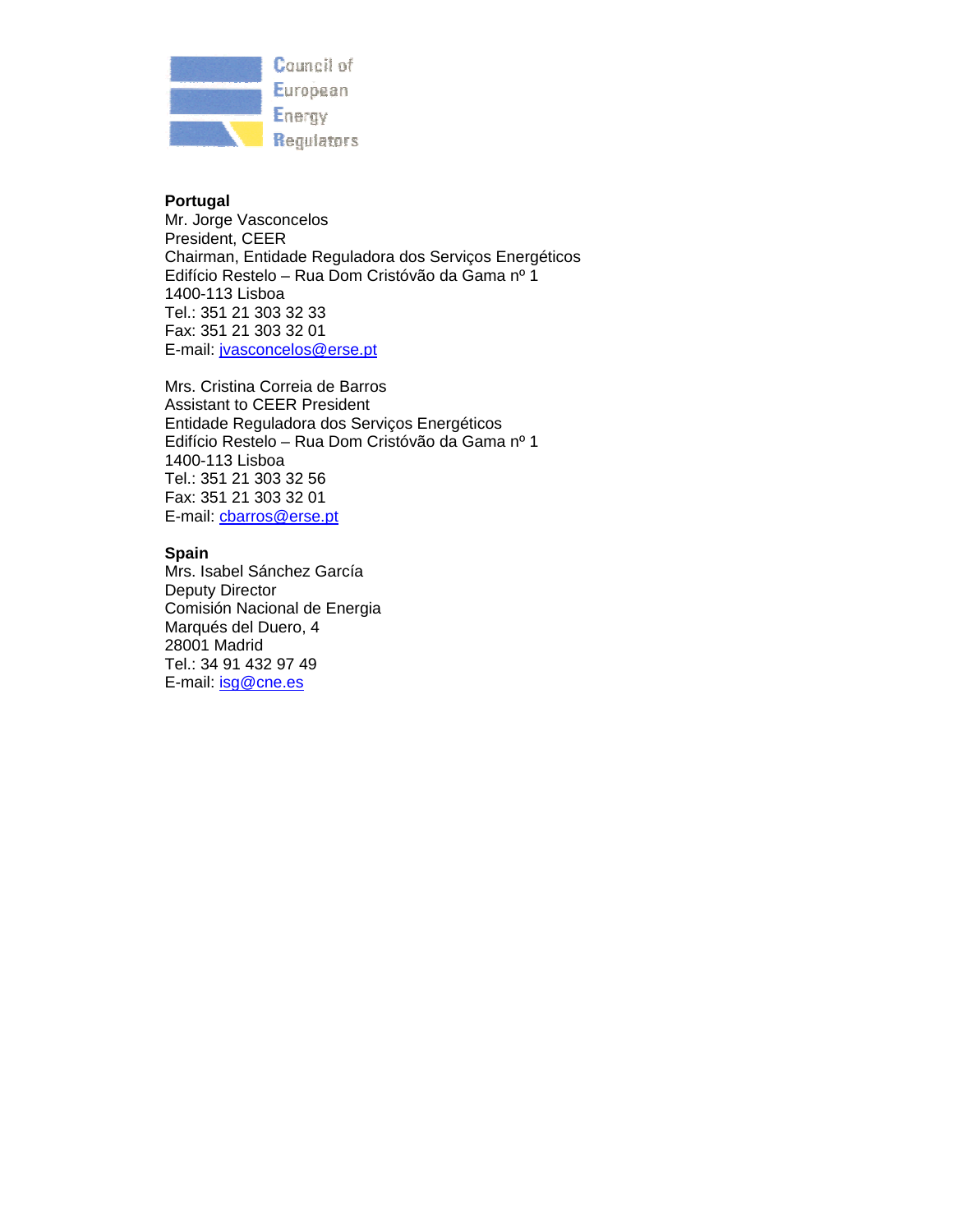Council of
European
Energy
Regulators

**Portugal**
Mr. Jorge Vasconcelos
President, CEER
Chairman, Entidade Reguladora dos Serviços Energéticos
Edifício Restelo – Rua Dom Cristóvão da Gama nº 1
1400-113 Lisboa
Tel.: 351 21 303 32 33
Fax: 351 21 303 32 01
E-mail: jvasconcelos@erse.pt

Mrs. Cristina Correia de Barros
Assistant to CEER President
Entidade Reguladora dos Serviços Energéticos
Edifício Restelo – Rua Dom Cristóvão da Gama nº 1
1400-113 Lisboa
Tel.: 351 21 303 32 56
Fax: 351 21 303 32 01
E-mail: cbarros@erse.pt

**Spain**
Mrs. Isabel Sánchez García
Deputy Director
Comisión Nacional de Energia
Marqués del Duero, 4
28001 Madrid
Tel.: 34 91 432 97 49
E-mail: isg@cne.es